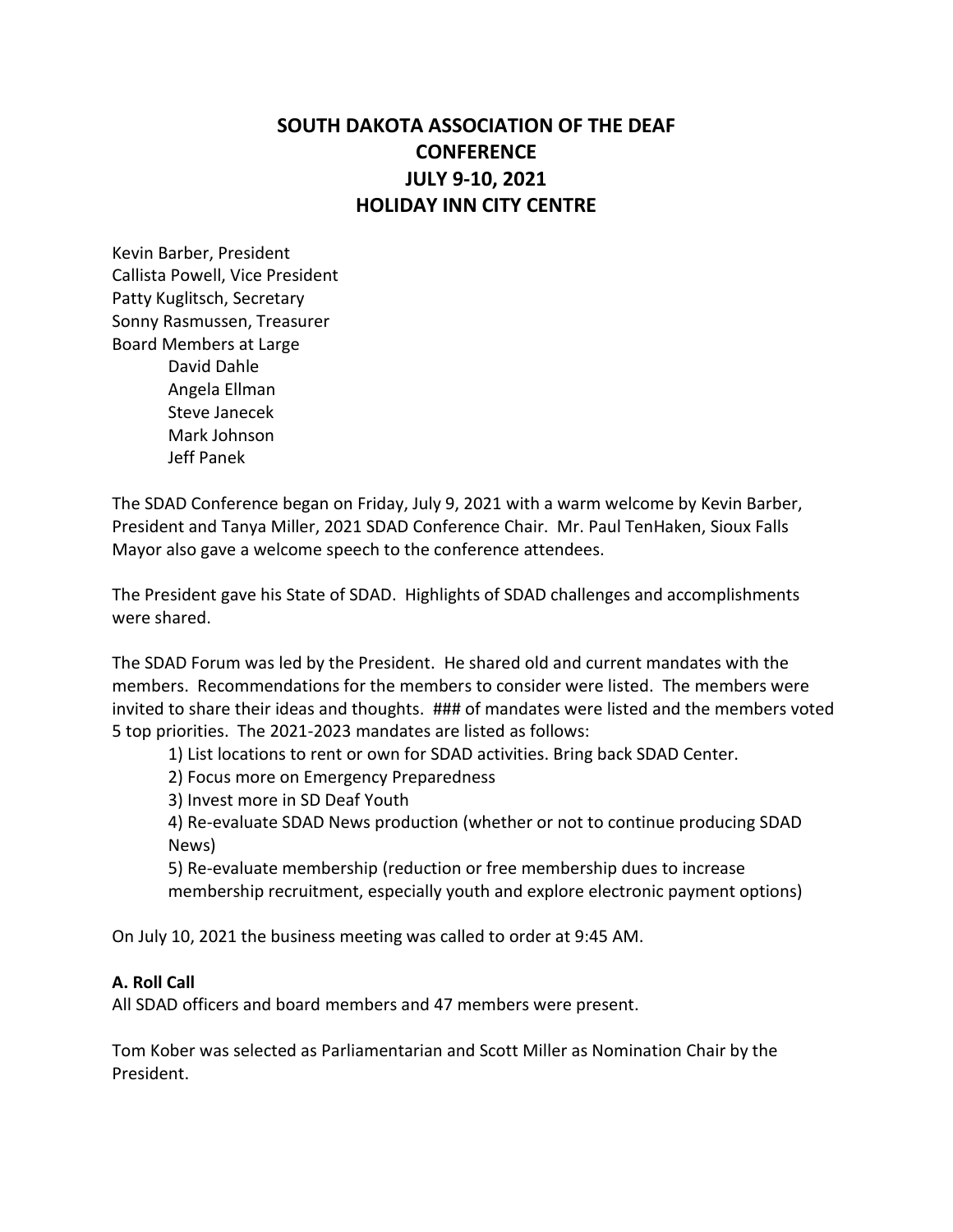# SOUTH DAKOTA ASSOCIATION OF THE DEAF CONFERENCE
# JULY 9-10, 2021
# HOLIDAY INN CITY CENTRE

Kevin Barber, President
Callista Powell, Vice President
Patty Kuglitsch, Secretary
Sonny Rasmussen, Treasurer
Board Members at Large

- David Dahle
- Angela Ellman
- Steve Janecek
- Mark Johnson
- Jeff Panek

The SDAD Conference began on Friday, July 9, 2021 with a warm welcome by Kevin Barber, President and Tanya Miller, 2021 SDAD Conference Chair. Mr. Paul TenHaken, Sioux Falls Mayor also gave a welcome speech to the conference attendees.

The President gave his State of SDAD. Highlights of SDAD challenges and accomplishments were shared.

The SDAD Forum was led by the President. He shared old and current mandates with the members. Recommendations for the members to consider were listed. The members were invited to share their ideas and thoughts. ### of mandates were listed and the members voted 5 top priorities. The 2021-2023 mandates are listed as follows:

1) List locations to rent or own for SDAD activities. Bring back SDAD Center.
2) Focus more on Emergency Preparedness
3) Invest more in SD Deaf Youth
4) Re-evaluate SDAD News production (whether or not to continue producing SDAD News)
5) Re-evaluate membership (reduction or free membership dues to increase membership recruitment, especially youth and explore electronic payment options)

On July 10, 2021 the business meeting was called to order at 9:45 AM.

**A. Roll Call**

All SDAD officers and board members and 47 members were present.

Tom Kober was selected as Parliamentarian and Scott Miller as Nomination Chair by the President.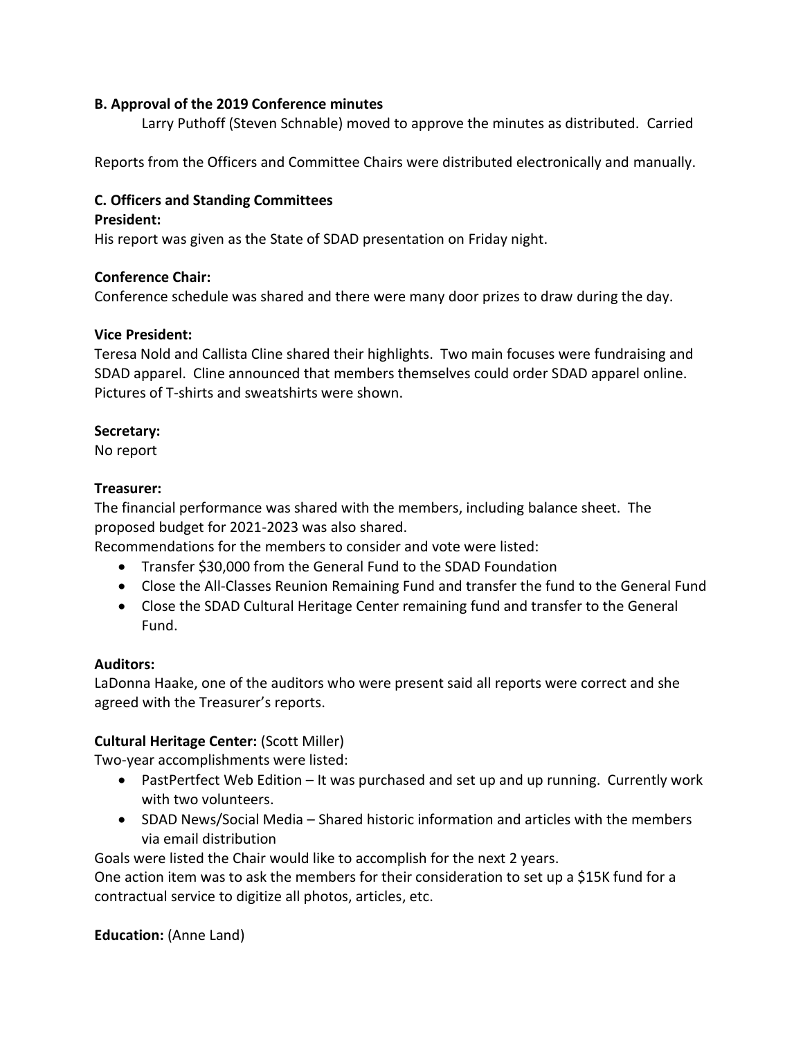**B. Approval of the 2019 Conference minutes**

Larry Puthoff (Steven Schnable) moved to approve the minutes as distributed. Carried

Reports from the Officers and Committee Chairs were distributed electronically and manually.

**C. Officers and Standing Committees**

**President:**

His report was given as the State of SDAD presentation on Friday night.

**Conference Chair:**

Conference schedule was shared and there were many door prizes to draw during the day.

**Vice President:**

Teresa Nold and Callista Cline shared their highlights. Two main focuses were fundraising and SDAD apparel. Cline announced that members themselves could order SDAD apparel online. Pictures of T-shirts and sweatshirts were shown.

**Secretary:**

No report

**Treasurer:**

The financial performance was shared with the members, including balance sheet. The proposed budget for 2021-2023 was also shared.

Recommendations for the members to consider and vote were listed:

- Transfer $30,000 from the General Fund to the SDAD Foundation
- Close the All-Classes Reunion Remaining Fund and transfer the fund to the General Fund
- Close the SDAD Cultural Heritage Center remaining fund and transfer to the General Fund.

**Auditors:**

LaDonna Haake, one of the auditors who were present said all reports were correct and she agreed with the Treasurer's reports.

**Cultural Heritage Center:** (Scott Miller)

Two-year accomplishments were listed:

- PastPertfect Web Edition – It was purchased and set up and up running. Currently work with two volunteers.
- SDAD News/Social Media – Shared historic information and articles with the members via email distribution

Goals were listed the Chair would like to accomplish for the next 2 years.

One action item was to ask the members for their consideration to set up a $15K fund for a contractual service to digitize all photos, articles, etc.

**Education:** (Anne Land)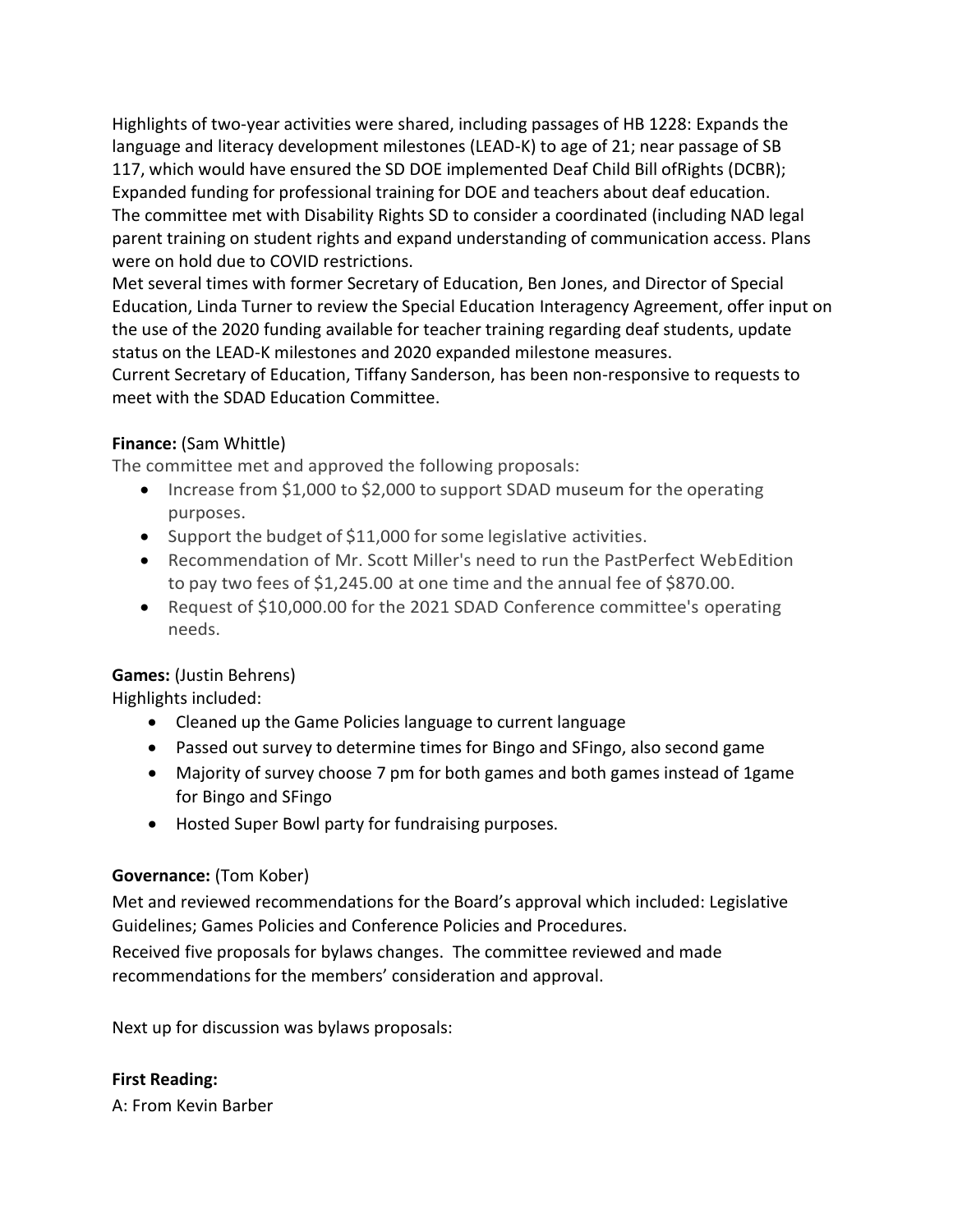Highlights of two-year activities were shared, including passages of HB 1228: Expands the language and literacy development milestones (LEAD-K) to age of 21; near passage of SB 117, which would have ensured the SD DOE implemented Deaf Child Bill ofRights (DCBR); Expanded funding for professional training for DOE and teachers about deaf education.
The committee met with Disability Rights SD to consider a coordinated (including NAD legal parent training on student rights and expand understanding of communication access. Plans were on hold due to COVID restrictions.
Met several times with former Secretary of Education, Ben Jones, and Director of Special Education, Linda Turner to review the Special Education Interagency Agreement, offer input on the use of the 2020 funding available for teacher training regarding deaf students, update status on the LEAD-K milestones and 2020 expanded milestone measures.
Current Secretary of Education, Tiffany Sanderson, has been non-responsive to requests to meet with the SDAD Education Committee.

**Finance:** (Sam Whittle)

The committee met and approved the following proposals:

- Increase from $1,000 to $2,000 to support SDAD museum for the operating purposes.
- Support the budget of $11,000 for some legislative activities.
- Recommendation of Mr. Scott Miller's need to run the PastPerfect WebEdition to pay two fees of $1,245.00 at one time and the annual fee of $870.00.
- Request of $10,000.00 for the 2021 SDAD Conference committee's operating needs.

**Games:** (Justin Behrens)

Highlights included:

- Cleaned up the Game Policies language to current language
- Passed out survey to determine times for Bingo and SFingo, also second game
- Majority of survey choose 7 pm for both games and both games instead of 1game for Bingo and SFingo
- Hosted Super Bowl party for fundraising purposes.

**Governance:** (Tom Kober)

Met and reviewed recommendations for the Board's approval which included: Legislative Guidelines; Games Policies and Conference Policies and Procedures.

Received five proposals for bylaws changes. The committee reviewed and made recommendations for the members' consideration and approval.

Next up for discussion was bylaws proposals:

**First Reading:**

A: From Kevin Barber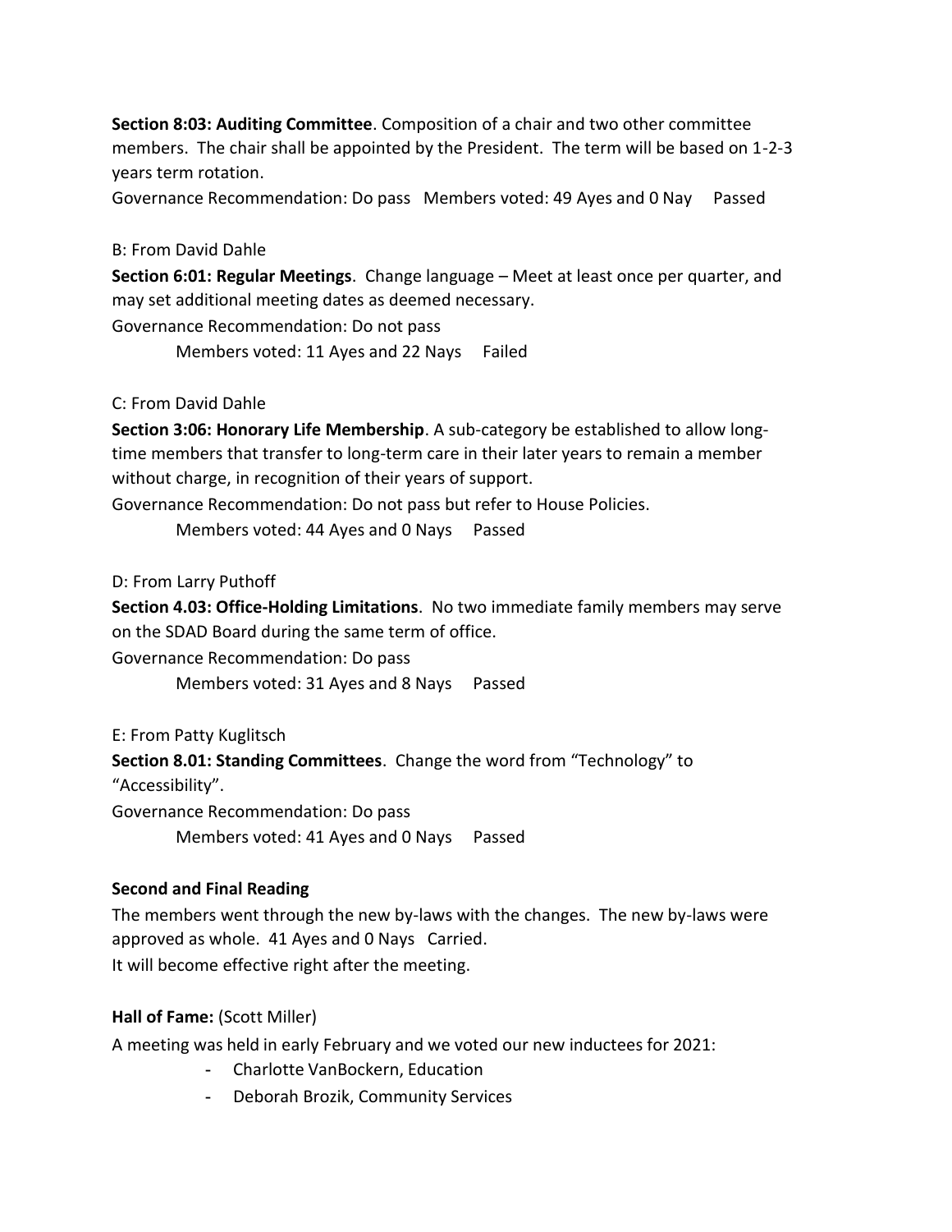**Section 8:03: Auditing Committee**. Composition of a chair and two other committee members. The chair shall be appointed by the President. The term will be based on 1-2-3 years term rotation.

Governance Recommendation: Do pass Members voted: 49 Ayes and 0 Nay Passed

B: From David Dahle

**Section 6:01: Regular Meetings**. Change language – Meet at least once per quarter, and may set additional meeting dates as deemed necessary.

Governance Recommendation: Do not pass

Members voted: 11 Ayes and 22 Nays Failed

C: From David Dahle

**Section 3:06: Honorary Life Membership**. A sub-category be established to allow long-time members that transfer to long-term care in their later years to remain a member without charge, in recognition of their years of support.

Governance Recommendation: Do not pass but refer to House Policies.

Members voted: 44 Ayes and 0 Nays Passed

D: From Larry Puthoff

**Section 4.03: Office-Holding Limitations**. No two immediate family members may serve on the SDAD Board during the same term of office.

Governance Recommendation: Do pass

Members voted: 31 Ayes and 8 Nays Passed

E: From Patty Kuglitsch

**Section 8.01: Standing Committees**. Change the word from "Technology" to "Accessibility".

Governance Recommendation: Do pass

Members voted: 41 Ayes and 0 Nays Passed

**Second and Final Reading**

The members went through the new by-laws with the changes. The new by-laws were approved as whole. 41 Ayes and 0 Nays Carried.

It will become effective right after the meeting.

**Hall of Fame:** (Scott Miller)

A meeting was held in early February and we voted our new inductees for 2021:

- Charlotte VanBockern, Education
- Deborah Brozik, Community Services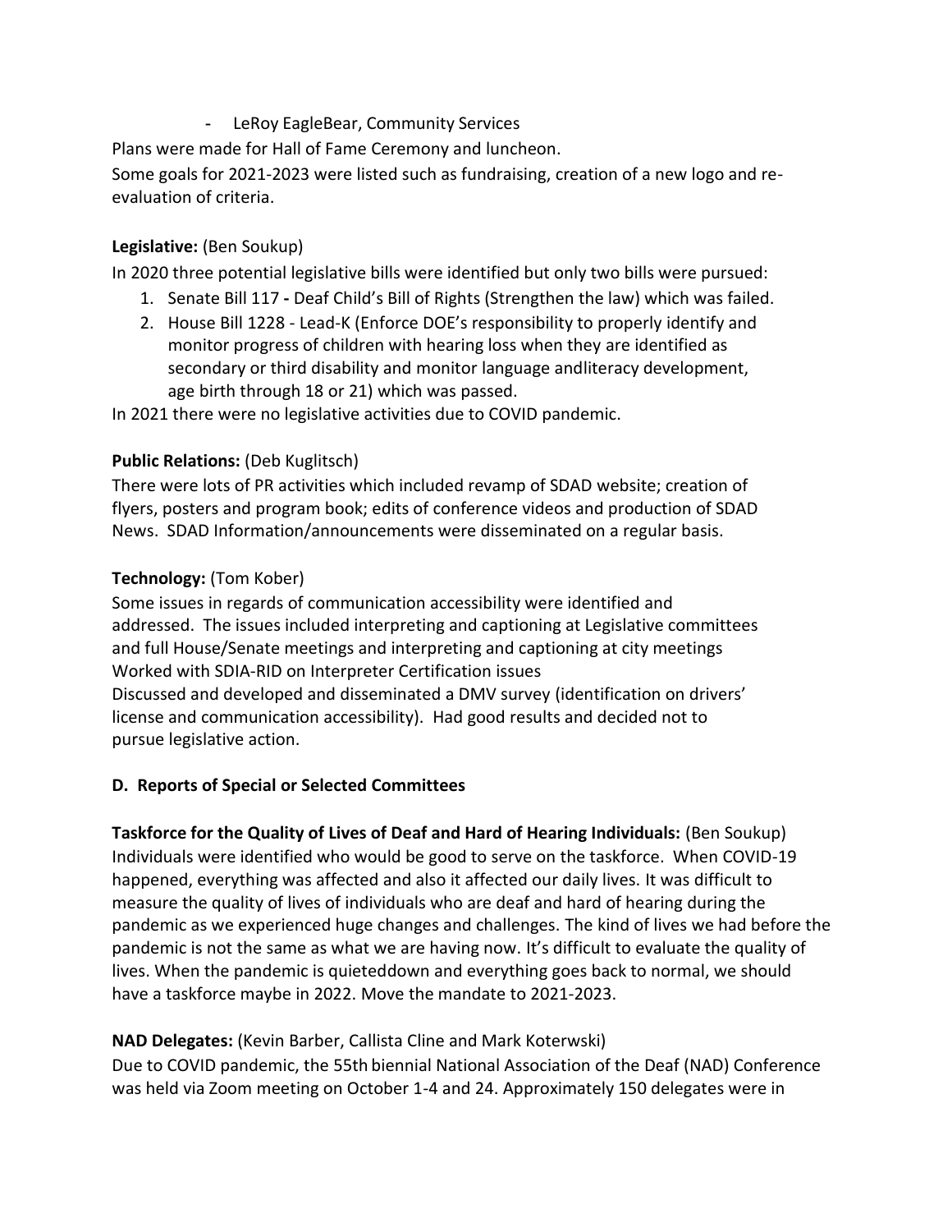- LeRoy EagleBear, Community Services

Plans were made for Hall of Fame Ceremony and luncheon.

Some goals for 2021-2023 were listed such as fundraising, creation of a new logo and re-evaluation of criteria.

**Legislative:** (Ben Soukup)

In 2020 three potential legislative bills were identified but only two bills were pursued:

1. Senate Bill 117 **-** Deaf Child's Bill of Rights (Strengthen the law) which was failed.
2. House Bill 1228 - Lead-K (Enforce DOE's responsibility to properly identify and monitor progress of children with hearing loss when they are identified as secondary or third disability and monitor language andliteracy development, age birth through 18 or 21) which was passed.

In 2021 there were no legislative activities due to COVID pandemic.

**Public Relations:** (Deb Kuglitsch)

There were lots of PR activities which included revamp of SDAD website; creation of flyers, posters and program book; edits of conference videos and production of SDAD News. SDAD Information/announcements were disseminated on a regular basis.

**Technology:** (Tom Kober)

Some issues in regards of communication accessibility were identified and addressed. The issues included interpreting and captioning at Legislative committees and full House/Senate meetings and interpreting and captioning at city meetings

Worked with SDIA-RID on Interpreter Certification issues

Discussed and developed and disseminated a DMV survey (identification on drivers' license and communication accessibility). Had good results and decided not to pursue legislative action.

**D. Reports of Special or Selected Committees**

**Taskforce for the Quality of Lives of Deaf and Hard of Hearing Individuals:** (Ben Soukup)

Individuals were identified who would be good to serve on the taskforce. When COVID-19 happened, everything was affected and also it affected our daily lives. It was difficult to measure the quality of lives of individuals who are deaf and hard of hearing during the pandemic as we experienced huge changes and challenges. The kind of lives we had before the pandemic is not the same as what we are having now. It's difficult to evaluate the quality of lives. When the pandemic is quieteddown and everything goes back to normal, we should have a taskforce maybe in 2022. Move the mandate to 2021-2023.

**NAD Delegates:** (Kevin Barber, Callista Cline and Mark Koterwski)

Due to COVID pandemic, the 55th biennial National Association of the Deaf (NAD) Conference was held via Zoom meeting on October 1-4 and 24. Approximately 150 delegates were in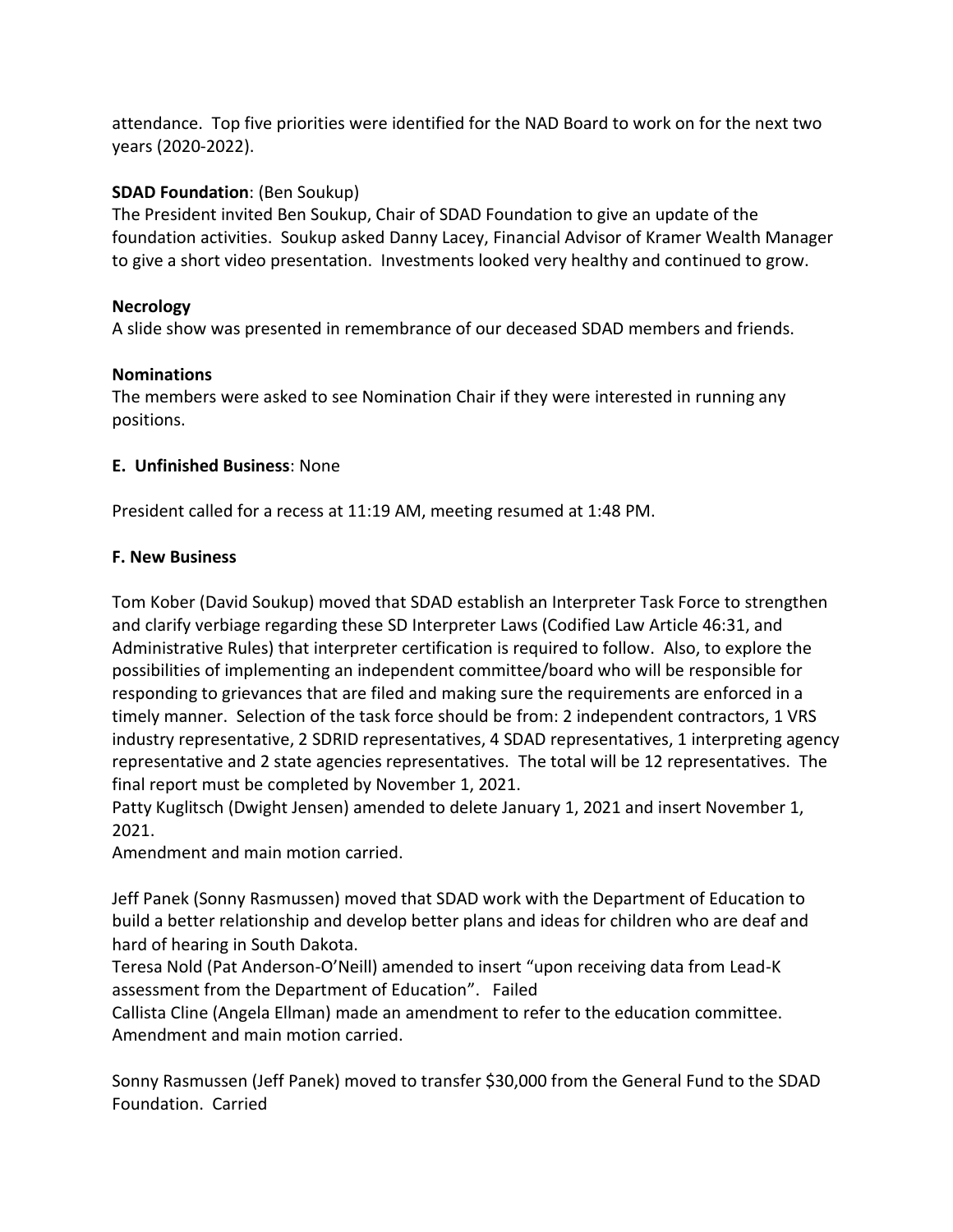attendance. Top five priorities were identified for the NAD Board to work on for the next two years (2020-2022).

**SDAD Foundation**: (Ben Soukup)
The President invited Ben Soukup, Chair of SDAD Foundation to give an update of the foundation activities. Soukup asked Danny Lacey, Financial Advisor of Kramer Wealth Manager to give a short video presentation. Investments looked very healthy and continued to grow.

**Necrology**
A slide show was presented in remembrance of our deceased SDAD members and friends.

**Nominations**
The members were asked to see Nomination Chair if they were interested in running any positions.

**E. Unfinished Business**: None

President called for a recess at 11:19 AM, meeting resumed at 1:48 PM.

**F. New Business**

Tom Kober (David Soukup) moved that SDAD establish an Interpreter Task Force to strengthen and clarify verbiage regarding these SD Interpreter Laws (Codified Law Article 46:31, and Administrative Rules) that interpreter certification is required to follow. Also, to explore the possibilities of implementing an independent committee/board who will be responsible for responding to grievances that are filed and making sure the requirements are enforced in a timely manner. Selection of the task force should be from: 2 independent contractors, 1 VRS industry representative, 2 SDRID representatives, 4 SDAD representatives, 1 interpreting agency representative and 2 state agencies representatives. The total will be 12 representatives. The final report must be completed by November 1, 2021.
Patty Kuglitsch (Dwight Jensen) amended to delete January 1, 2021 and insert November 1, 2021.
Amendment and main motion carried.

Jeff Panek (Sonny Rasmussen) moved that SDAD work with the Department of Education to build a better relationship and develop better plans and ideas for children who are deaf and hard of hearing in South Dakota.
Teresa Nold (Pat Anderson-O'Neill) amended to insert "upon receiving data from Lead-K assessment from the Department of Education". Failed
Callista Cline (Angela Ellman) made an amendment to refer to the education committee.
Amendment and main motion carried.

Sonny Rasmussen (Jeff Panek) moved to transfer $30,000 from the General Fund to the SDAD Foundation. Carried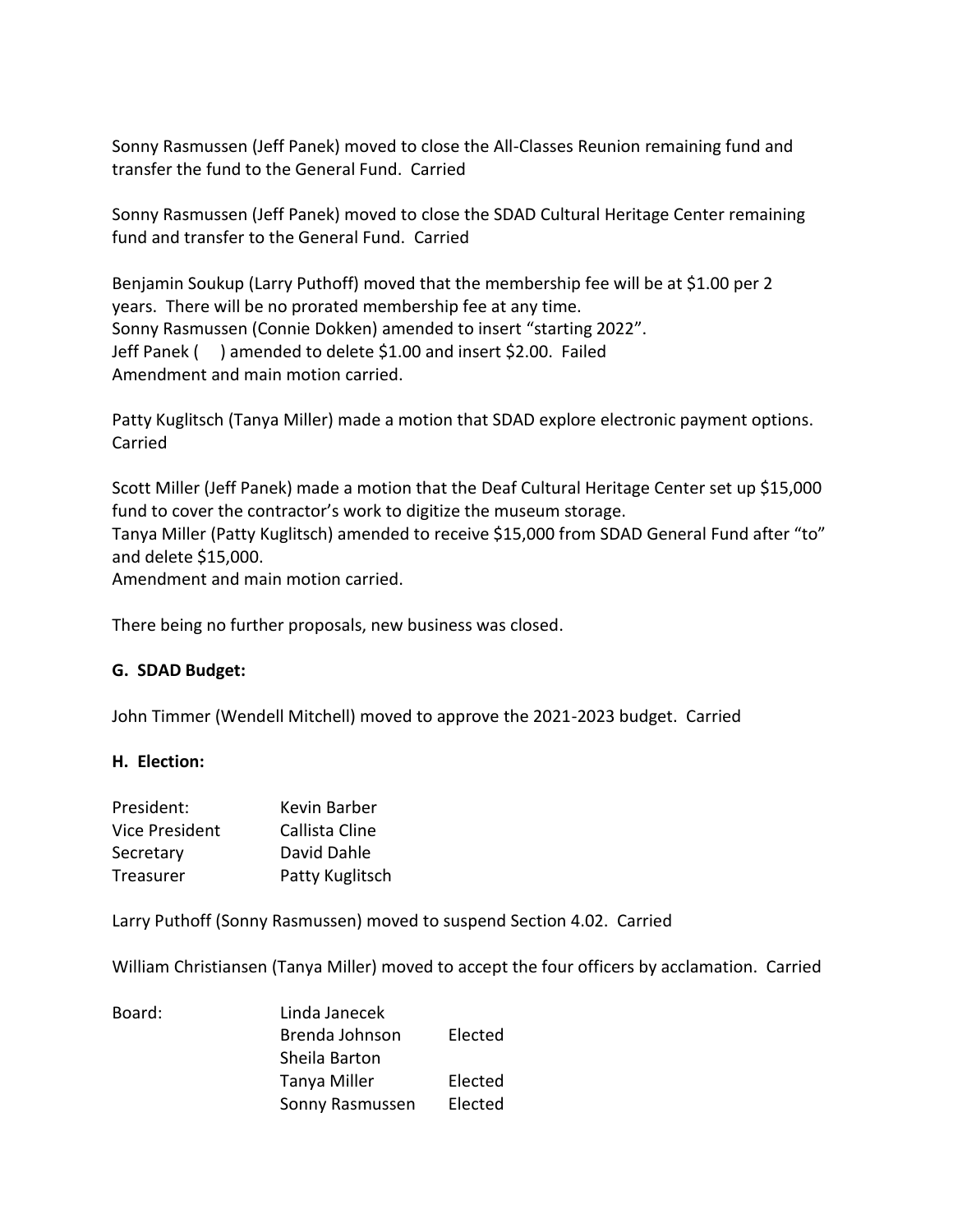Sonny Rasmussen (Jeff Panek) moved to close the All-Classes Reunion remaining fund and transfer the fund to the General Fund. Carried

Sonny Rasmussen (Jeff Panek) moved to close the SDAD Cultural Heritage Center remaining fund and transfer to the General Fund. Carried

Benjamin Soukup (Larry Puthoff) moved that the membership fee will be at $1.00 per 2 years. There will be no prorated membership fee at any time.
Sonny Rasmussen (Connie Dokken) amended to insert "starting 2022".
Jeff Panek ( ) amended to delete $1.00 and insert $2.00. Failed
Amendment and main motion carried.

Patty Kuglitsch (Tanya Miller) made a motion that SDAD explore electronic payment options. Carried

Scott Miller (Jeff Panek) made a motion that the Deaf Cultural Heritage Center set up $15,000 fund to cover the contractor's work to digitize the museum storage.
Tanya Miller (Patty Kuglitsch) amended to receive $15,000 from SDAD General Fund after "to" and delete $15,000.
Amendment and main motion carried.

There being no further proposals, new business was closed.

**G. SDAD Budget:**

John Timmer (Wendell Mitchell) moved to approve the 2021-2023 budget. Carried

**H. Election:**

| | |
|---|---|
| President: | Kevin Barber |
| Vice President | Callista Cline |
| Secretary | David Dahle |
| Treasurer | Patty Kuglitsch |

Larry Puthoff (Sonny Rasmussen) moved to suspend Section 4.02. Carried

William Christiansen (Tanya Miller) moved to accept the four officers by acclamation. Carried

| | | |
|---|---|---|
| Board: | Linda Janecek | |
| | Brenda Johnson | Elected |
| | Sheila Barton | |
| | Tanya Miller | Elected |
| | Sonny Rasmussen | Elected |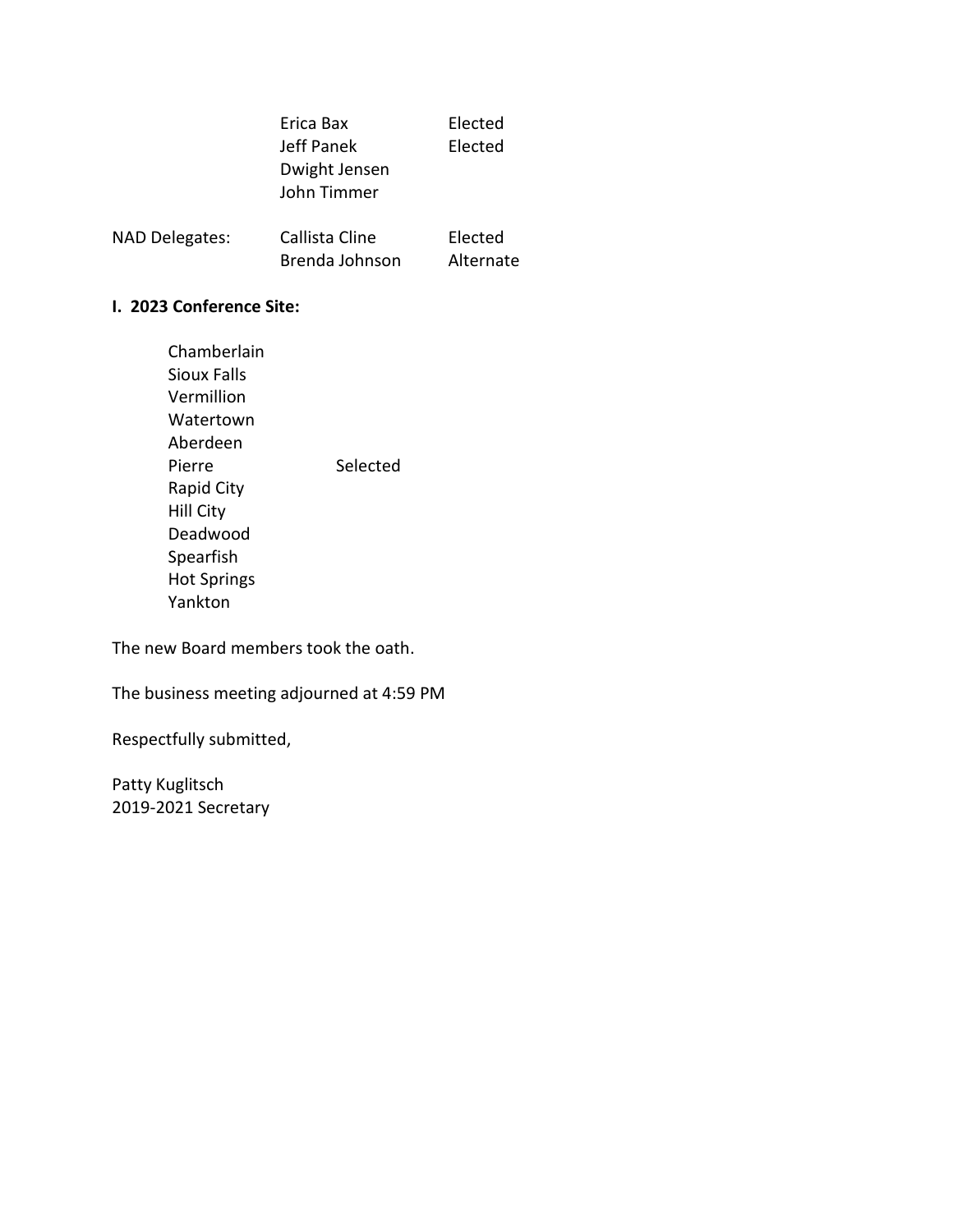| | | |
|---|---|---|
| | Erica Bax | Elected |
| | Jeff Panek | Elected |
| | Dwight Jensen | |
| | John Timmer | |
| NAD Delegates: | Callista Cline | Elected |
| | Brenda Johnson | Alternate |

**I. 2023 Conference Site:**

| | |
|---|---|
| Chamberlain | |
| Sioux Falls | |
| Vermillion | |
| Watertown | |
| Aberdeen | |
| Pierre | Selected |
| Rapid City | |
| Hill City | |
| Deadwood | |
| Spearfish | |
| Hot Springs | |
| Yankton | |

The new Board members took the oath.

The business meeting adjourned at 4:59 PM

Respectfully submitted,

Patty Kuglitsch
2019-2021 Secretary